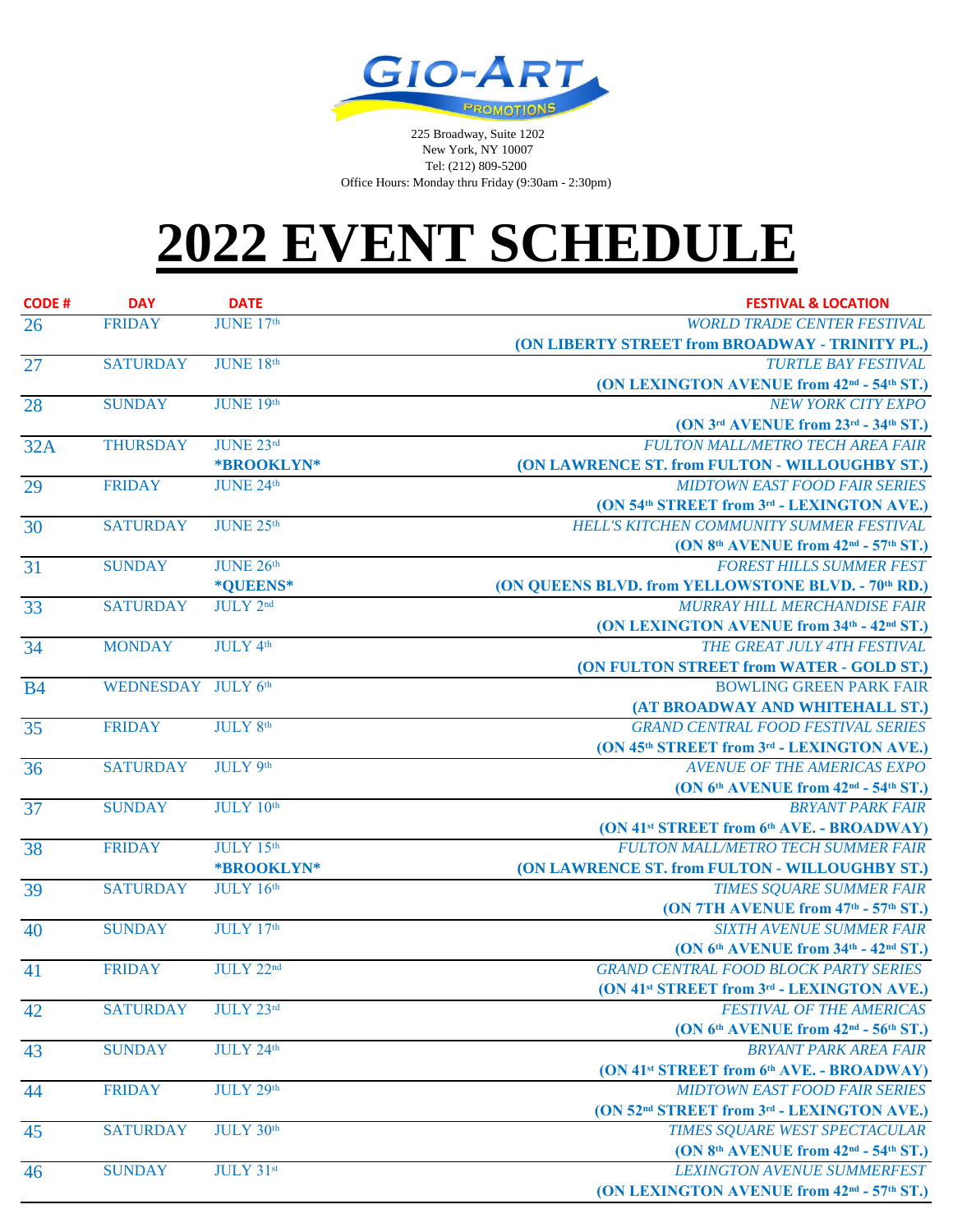GIO-ART PROMOTIONS

225 Broadway, Suite 1202
New York, NY 10007
Tel: (212) 809-5200
Office Hours: Monday thru Friday (9:30am - 2:30pm)

# 2022 EVENT SCHEDULE

| CODE # | DAY | DATE | FESTIVAL & LOCATION |
|---|---|---|---|
| 26 | FRIDAY | JUNE 17th | *WORLD TRADE CENTER FESTIVAL* **(ON LIBERTY STREET from BROADWAY - TRINITY PL.)** |
| 27 | SATURDAY | JUNE 18th | *TURTLE BAY FESTIVAL* **(ON LEXINGTON AVENUE from 42nd - 54th ST.)** |
| 28 | SUNDAY | JUNE 19th | *NEW YORK CITY EXPO* **(ON 3rd AVENUE from 23rd - 34th ST.)** |
| 32A | THURSDAY | JUNE 23rd **\*BROOKLYN\*** | *FULTON MALL/METRO TECH AREA FAIR* **(ON LAWRENCE ST. from FULTON - WILLOUGHBY ST.)** |
| 29 | FRIDAY | JUNE 24th | *MIDTOWN EAST FOOD FAIR SERIES* **(ON 54th STREET from 3rd - LEXINGTON AVE.)** |
| 30 | SATURDAY | JUNE 25th | *HELL'S KITCHEN COMMUNITY SUMMER FESTIVAL* **(ON 8th AVENUE from 42nd - 57th ST.)** |
| 31 | SUNDAY | JUNE 26th **\*QUEENS\*** | *FOREST HILLS SUMMER FEST* **(ON QUEENS BLVD. from YELLOWSTONE BLVD. - 70th RD.)** |
| 33 | SATURDAY | JULY 2nd | *MURRAY HILL MERCHANDISE FAIR* **(ON LEXINGTON AVENUE from 34th - 42nd ST.)** |
| 34 | MONDAY | JULY 4th | *THE GREAT JULY 4TH FESTIVAL* **(ON FULTON STREET from WATER - GOLD ST.)** |
| B4 | WEDNESDAY | JULY 6th | BOWLING GREEN PARK FAIR **(AT BROADWAY AND WHITEHALL ST.)** |
| 35 | FRIDAY | JULY 8th | *GRAND CENTRAL FOOD FESTIVAL SERIES* **(ON 45th STREET from 3rd - LEXINGTON AVE.)** |
| 36 | SATURDAY | JULY 9th | *AVENUE OF THE AMERICAS EXPO* **(ON 6th AVENUE from 42nd - 54th ST.)** |
| 37 | SUNDAY | JULY 10th | *BRYANT PARK FAIR* **(ON 41st STREET from 6th AVE. - BROADWAY)** |
| 38 | FRIDAY | JULY 15th **\*BROOKLYN\*** | *FULTON MALL/METRO TECH SUMMER FAIR* **(ON LAWRENCE ST. from FULTON - WILLOUGHBY ST.)** |
| 39 | SATURDAY | JULY 16th | *TIMES SQUARE SUMMER FAIR* **(ON 7TH AVENUE from 47th - 57th ST.)** |
| 40 | SUNDAY | JULY 17th | *SIXTH AVENUE SUMMER FAIR* **(ON 6th AVENUE from 34th - 42nd ST.)** |
| 41 | FRIDAY | JULY 22nd | *GRAND CENTRAL FOOD BLOCK PARTY SERIES* **(ON 41st STREET from 3rd - LEXINGTON AVE.)** |
| 42 | SATURDAY | JULY 23rd | *FESTIVAL OF THE AMERICAS* **(ON 6th AVENUE from 42nd - 56th ST.)** |
| 43 | SUNDAY | JULY 24th | *BRYANT PARK AREA FAIR* **(ON 41st STREET from 6th AVE. - BROADWAY)** |
| 44 | FRIDAY | JULY 29th | *MIDTOWN EAST FOOD FAIR SERIES* **(ON 52nd STREET from 3rd - LEXINGTON AVE.)** |
| 45 | SATURDAY | JULY 30th | *TIMES SQUARE WEST SPECTACULAR* **(ON 8th AVENUE from 42nd - 54th ST.)** |
| 46 | SUNDAY | JULY 31st | *LEXINGTON AVENUE SUMMERFEST* **(ON LEXINGTON AVENUE from 42nd - 57th ST.)** |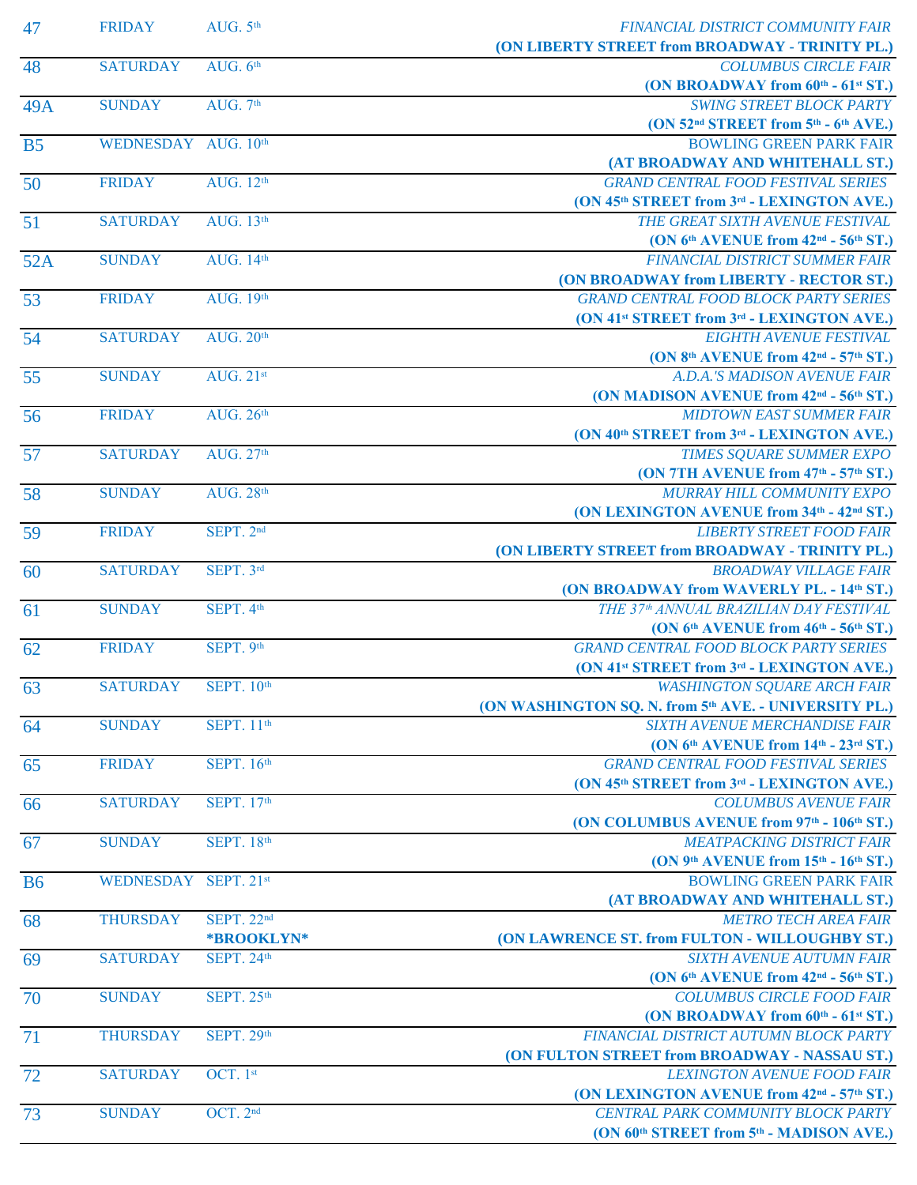| | | | |
|---|---|---|---|
| 47 | FRIDAY | AUG. 5th | *FINANCIAL DISTRICT COMMUNITY FAIR*<br>**(ON LIBERTY STREET from BROADWAY - TRINITY PL.)** |
| 48 | SATURDAY | AUG. 6th | *COLUMBUS CIRCLE FAIR*<br>**(ON BROADWAY from 60th - 61st ST.)** |
| 49A | SUNDAY | AUG. 7th | *SWING STREET BLOCK PARTY*<br>**(ON 52nd STREET from 5th - 6th AVE.)** |
| B5 | WEDNESDAY | AUG. 10th | BOWLING GREEN PARK FAIR<br>**(AT BROADWAY AND WHITEHALL ST.)** |
| 50 | FRIDAY | AUG. 12th | *GRAND CENTRAL FOOD FESTIVAL SERIES*<br>**(ON 45th STREET from 3rd - LEXINGTON AVE.)** |
| 51 | SATURDAY | AUG. 13th | *THE GREAT SIXTH AVENUE FESTIVAL*<br>**(ON 6th AVENUE from 42nd - 56th ST.)** |
| 52A | SUNDAY | AUG. 14th | *FINANCIAL DISTRICT SUMMER FAIR*<br>**(ON BROADWAY from LIBERTY - RECTOR ST.)** |
| 53 | FRIDAY | AUG. 19th | *GRAND CENTRAL FOOD BLOCK PARTY SERIES*<br>**(ON 41st STREET from 3rd - LEXINGTON AVE.)** |
| 54 | SATURDAY | AUG. 20th | *EIGHTH AVENUE FESTIVAL*<br>**(ON 8th AVENUE from 42nd - 57th ST.)** |
| 55 | SUNDAY | AUG. 21st | *A.D.A.'S MADISON AVENUE FAIR*<br>**(ON MADISON AVENUE from 42nd - 56th ST.)** |
| 56 | FRIDAY | AUG. 26th | *MIDTOWN EAST SUMMER FAIR*<br>**(ON 40th STREET from 3rd - LEXINGTON AVE.)** |
| 57 | SATURDAY | AUG. 27th | *TIMES SQUARE SUMMER EXPO*<br>**(ON 7TH AVENUE from 47th - 57th ST.)** |
| 58 | SUNDAY | AUG. 28th | *MURRAY HILL COMMUNITY EXPO*<br>**(ON LEXINGTON AVENUE from 34th - 42nd ST.)** |
| 59 | FRIDAY | SEPT. 2nd | *LIBERTY STREET FOOD FAIR*<br>**(ON LIBERTY STREET from BROADWAY - TRINITY PL.)** |
| 60 | SATURDAY | SEPT. 3rd | *BROADWAY VILLAGE FAIR*<br>**(ON BROADWAY from WAVERLY PL. - 14th ST.)** |
| 61 | SUNDAY | SEPT. 4th | *THE 37th ANNUAL BRAZILIAN DAY FESTIVAL*<br>**(ON 6th AVENUE from 46th - 56th ST.)** |
| 62 | FRIDAY | SEPT. 9th | *GRAND CENTRAL FOOD BLOCK PARTY SERIES*<br>**(ON 41st STREET from 3rd - LEXINGTON AVE.)** |
| 63 | SATURDAY | SEPT. 10th | *WASHINGTON SQUARE ARCH FAIR*<br>**(ON WASHINGTON SQ. N. from 5th AVE. - UNIVERSITY PL.)** |
| 64 | SUNDAY | SEPT. 11th | *SIXTH AVENUE MERCHANDISE FAIR*<br>**(ON 6th AVENUE from 14th - 23rd ST.)** |
| 65 | FRIDAY | SEPT. 16th | *GRAND CENTRAL FOOD FESTIVAL SERIES*<br>**(ON 45th STREET from 3rd - LEXINGTON AVE.)** |
| 66 | SATURDAY | SEPT. 17th | *COLUMBUS AVENUE FAIR*<br>**(ON COLUMBUS AVENUE from 97th - 106th ST.)** |
| 67 | SUNDAY | SEPT. 18th | *MEATPACKING DISTRICT FAIR*<br>**(ON 9th AVENUE from 15th - 16th ST.)** |
| B6 | WEDNESDAY | SEPT. 21st | BOWLING GREEN PARK FAIR<br>**(AT BROADWAY AND WHITEHALL ST.)** |
| 68 | THURSDAY | SEPT. 22nd<br>**\*BROOKLYN\*** | *METRO TECH AREA FAIR*<br>**(ON LAWRENCE ST. from FULTON - WILLOUGHBY ST.)** |
| 69 | SATURDAY | SEPT. 24th | *SIXTH AVENUE AUTUMN FAIR*<br>**(ON 6th AVENUE from 42nd - 56th ST.)** |
| 70 | SUNDAY | SEPT. 25th | *COLUMBUS CIRCLE FOOD FAIR*<br>**(ON BROADWAY from 60th - 61st ST.)** |
| 71 | THURSDAY | SEPT. 29th | *FINANCIAL DISTRICT AUTUMN BLOCK PARTY*<br>**(ON FULTON STREET from BROADWAY - NASSAU ST.)** |
| 72 | SATURDAY | OCT. 1st | *LEXINGTON AVENUE FOOD FAIR*<br>**(ON LEXINGTON AVENUE from 42nd - 57th ST.)** |
| 73 | SUNDAY | OCT. 2nd | *CENTRAL PARK COMMUNITY BLOCK PARTY*<br>**(ON 60th STREET from 5th - MADISON AVE.)** |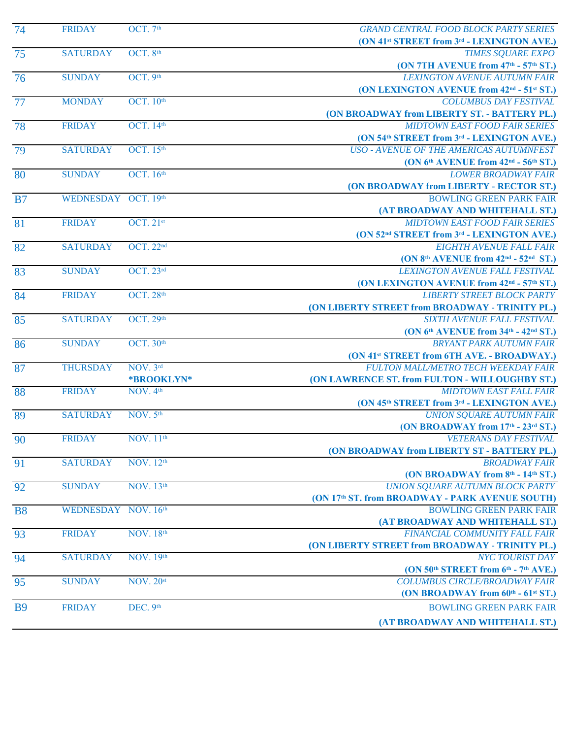| | | | |
|---|---|---|---|
| 74 | FRIDAY | OCT. 7th | *GRAND CENTRAL FOOD BLOCK PARTY SERIES* **(ON 41st STREET from 3rd - LEXINGTON AVE.)** |
| 75 | SATURDAY | OCT. 8th | *TIMES SQUARE EXPO* **(ON 7TH AVENUE from 47th - 57th ST.)** |
| 76 | SUNDAY | OCT. 9th | *LEXINGTON AVENUE AUTUMN FAIR* **(ON LEXINGTON AVENUE from 42nd - 51st ST.)** |
| 77 | MONDAY | OCT. 10th | *COLUMBUS DAY FESTIVAL* **(ON BROADWAY from LIBERTY ST. - BATTERY PL.)** |
| 78 | FRIDAY | OCT. 14th | *MIDTOWN EAST FOOD FAIR SERIES* **(ON 54th STREET from 3rd - LEXINGTON AVE.)** |
| 79 | SATURDAY | OCT. 15th | *USO - AVENUE OF THE AMERICAS AUTUMNFEST* **(ON 6th AVENUE from 42nd - 56th ST.)** |
| 80 | SUNDAY | OCT. 16th | *LOWER BROADWAY FAIR* **(ON BROADWAY from LIBERTY - RECTOR ST.)** |
| B7 | WEDNESDAY | OCT. 19th | BOWLING GREEN PARK FAIR **(AT BROADWAY AND WHITEHALL ST.)** |
| 81 | FRIDAY | OCT. 21st | *MIDTOWN EAST FOOD FAIR SERIES* **(ON 52nd STREET from 3rd - LEXINGTON AVE.)** |
| 82 | SATURDAY | OCT. 22nd | *EIGHTH AVENUE FALL FAIR* **(ON 8th AVENUE from 42nd - 52nd ST.)** |
| 83 | SUNDAY | OCT. 23rd | *LEXINGTON AVENUE FALL FESTIVAL* **(ON LEXINGTON AVENUE from 42nd - 57th ST.)** |
| 84 | FRIDAY | OCT. 28th | *LIBERTY STREET BLOCK PARTY* **(ON LIBERTY STREET from BROADWAY - TRINITY PL.)** |
| 85 | SATURDAY | OCT. 29th | *SIXTH AVENUE FALL FESTIVAL* **(ON 6th AVENUE from 34th - 42nd ST.)** |
| 86 | SUNDAY | OCT. 30th | *BRYANT PARK AUTUMN FAIR* **(ON 41st STREET from 6TH AVE. - BROADWAY.)** |
| 87 | THURSDAY | NOV. 3rd **\*BROOKLYN\*** | *FULTON MALL/METRO TECH WEEKDAY FAIR* **(ON LAWRENCE ST. from FULTON - WILLOUGHBY ST.)** |
| 88 | FRIDAY | NOV. 4th | *MIDTOWN EAST FALL FAIR* **(ON 45th STREET from 3rd - LEXINGTON AVE.)** |
| 89 | SATURDAY | NOV. 5th | *UNION SQUARE AUTUMN FAIR* **(ON BROADWAY from 17th - 23rd ST.)** |
| 90 | FRIDAY | NOV. 11th | *VETERANS DAY FESTIVAL* **(ON BROADWAY from LIBERTY ST - BATTERY PL.)** |
| 91 | SATURDAY | NOV. 12th | *BROADWAY FAIR* **(ON BROADWAY from 8th - 14th ST.)** |
| 92 | SUNDAY | NOV. 13th | *UNION SQUARE AUTUMN BLOCK PARTY* **(ON 17th ST. from BROADWAY - PARK AVENUE SOUTH)** |
| B8 | WEDNESDAY | NOV. 16th | BOWLING GREEN PARK FAIR **(AT BROADWAY AND WHITEHALL ST.)** |
| 93 | FRIDAY | NOV. 18th | *FINANCIAL COMMUNITY FALL FAIR* **(ON LIBERTY STREET from BROADWAY - TRINITY PL.)** |
| 94 | SATURDAY | NOV. 19th | *NYC TOURIST DAY* **(ON 50th STREET from 6th - 7th AVE.)** |
| 95 | SUNDAY | NOV. 20st | *COLUMBUS CIRCLE/BROADWAY FAIR* **(ON BROADWAY from 60th - 61st ST.)** |
| B9 | FRIDAY | DEC. 9th | BOWLING GREEN PARK FAIR **(AT BROADWAY AND WHITEHALL ST.)** |